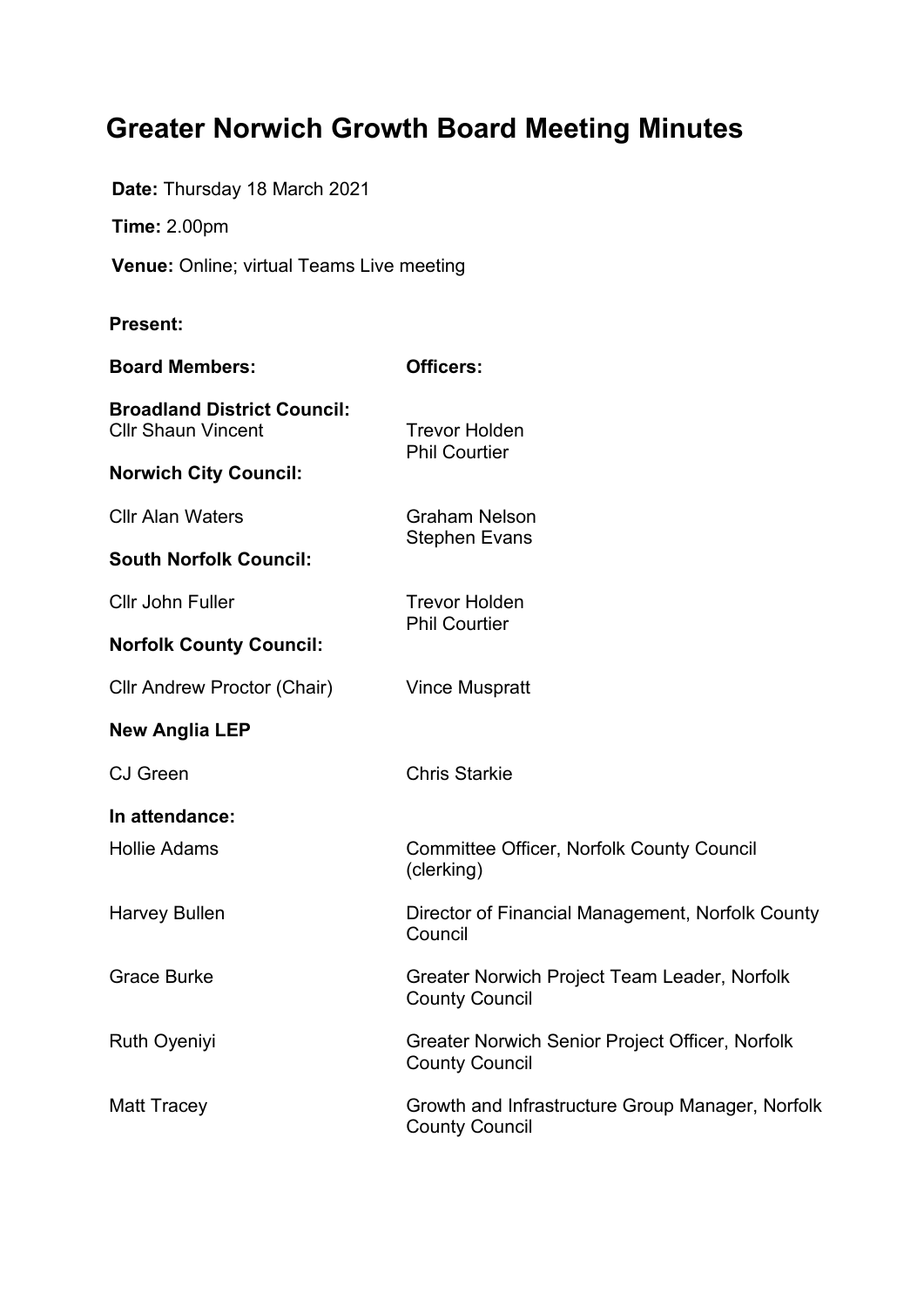# Greater Norwich Growth Board Meeting Minutes

**Date:** Thursday 18 March 2021

**Time:** 2.00pm

**Venue:** Online; virtual Teams Live meeting

**Present:**

| **Board Members:** | **Officers:** |
|---|---|
| **Broadland District Council:** | |
| Cllr Shaun Vincent | Trevor Holden<br>Phil Courtier |
| **Norwich City Council:** | |
| Cllr Alan Waters | Graham Nelson<br>Stephen Evans |
| **South Norfolk Council:** | |
| Cllr John Fuller | Trevor Holden<br>Phil Courtier |
| **Norfolk County Council:** | |
| Cllr Andrew Proctor (Chair) | Vince Muspratt |
| **New Anglia LEP** | |
| CJ Green | Chris Starkie |

**In attendance:**

| | |
|---|---|
| Hollie Adams | Committee Officer, Norfolk County Council (clerking) |
| Harvey Bullen | Director of Financial Management, Norfolk County Council |
| Grace Burke | Greater Norwich Project Team Leader, Norfolk County Council |
| Ruth Oyeniyi | Greater Norwich Senior Project Officer, Norfolk County Council |
| Matt Tracey | Growth and Infrastructure Group Manager, Norfolk County Council |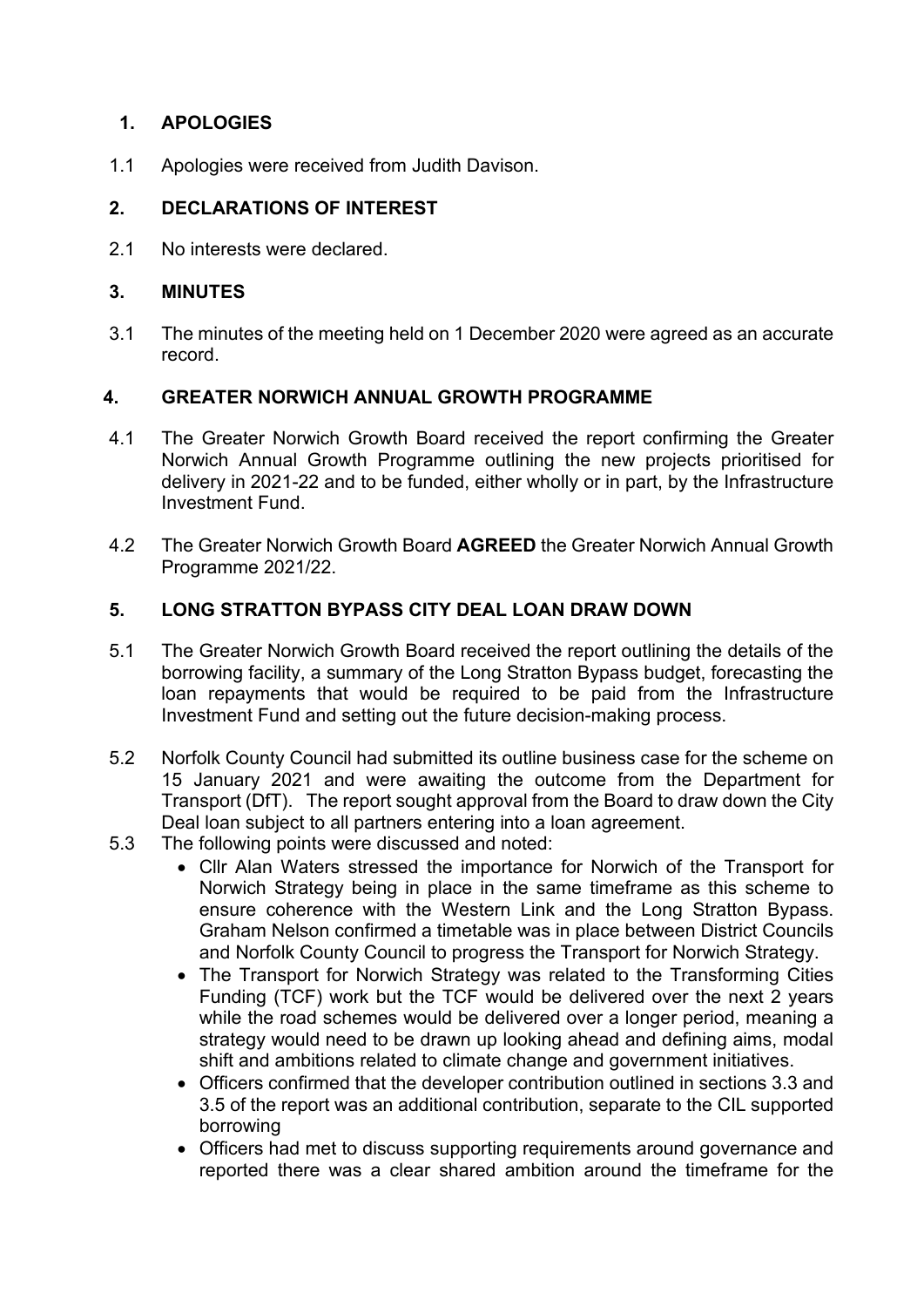## 1. APOLOGIES

1.1 Apologies were received from Judith Davison.

## 2. DECLARATIONS OF INTEREST

2.1 No interests were declared.

## 3. MINUTES

3.1 The minutes of the meeting held on 1 December 2020 were agreed as an accurate record.

## 4. GREATER NORWICH ANNUAL GROWTH PROGRAMME

4.1 The Greater Norwich Growth Board received the report confirming the Greater Norwich Annual Growth Programme outlining the new projects prioritised for delivery in 2021-22 and to be funded, either wholly or in part, by the Infrastructure Investment Fund.

4.2 The Greater Norwich Growth Board **AGREED** the Greater Norwich Annual Growth Programme 2021/22.

## 5. LONG STRATTON BYPASS CITY DEAL LOAN DRAW DOWN

5.1 The Greater Norwich Growth Board received the report outlining the details of the borrowing facility, a summary of the Long Stratton Bypass budget, forecasting the loan repayments that would be required to be paid from the Infrastructure Investment Fund and setting out the future decision-making process.

5.2 Norfolk County Council had submitted its outline business case for the scheme on 15 January 2021 and were awaiting the outcome from the Department for Transport (DfT). The report sought approval from the Board to draw down the City Deal loan subject to all partners entering into a loan agreement.

5.3 The following points were discussed and noted:

- Cllr Alan Waters stressed the importance for Norwich of the Transport for Norwich Strategy being in place in the same timeframe as this scheme to ensure coherence with the Western Link and the Long Stratton Bypass. Graham Nelson confirmed a timetable was in place between District Councils and Norfolk County Council to progress the Transport for Norwich Strategy.
- The Transport for Norwich Strategy was related to the Transforming Cities Funding (TCF) work but the TCF would be delivered over the next 2 years while the road schemes would be delivered over a longer period, meaning a strategy would need to be drawn up looking ahead and defining aims, modal shift and ambitions related to climate change and government initiatives.
- Officers confirmed that the developer contribution outlined in sections 3.3 and 3.5 of the report was an additional contribution, separate to the CIL supported borrowing
- Officers had met to discuss supporting requirements around governance and reported there was a clear shared ambition around the timeframe for the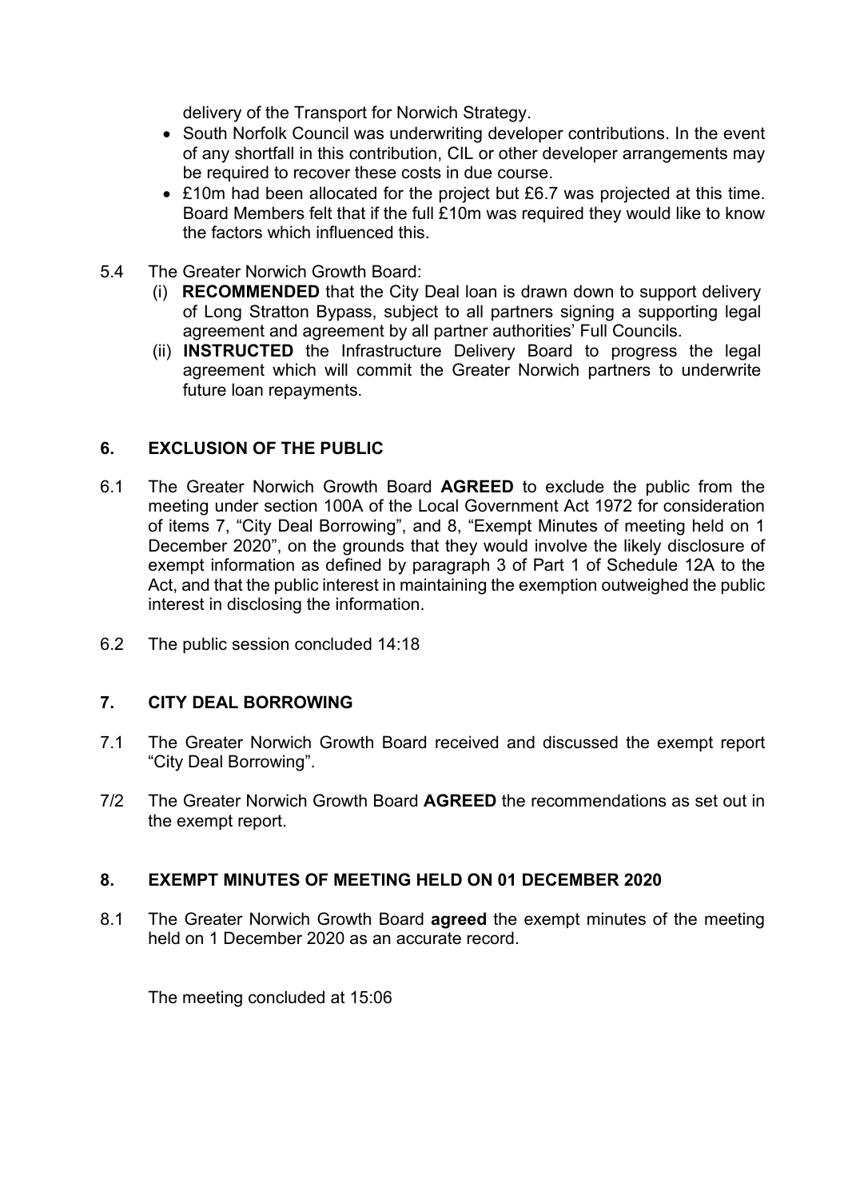delivery of the Transport for Norwich Strategy.

- South Norfolk Council was underwriting developer contributions. In the event of any shortfall in this contribution, CIL or other developer arrangements may be required to recover these costs in due course.
- £10m had been allocated for the project but £6.7 was projected at this time. Board Members felt that if the full £10m was required they would like to know the factors which influenced this.

5.4 The Greater Norwich Growth Board:

(i) **RECOMMENDED** that the City Deal loan is drawn down to support delivery of Long Stratton Bypass, subject to all partners signing a supporting legal agreement and agreement by all partner authorities' Full Councils.

(ii) **INSTRUCTED** the Infrastructure Delivery Board to progress the legal agreement which will commit the Greater Norwich partners to underwrite future loan repayments.

## 6. EXCLUSION OF THE PUBLIC

6.1 The Greater Norwich Growth Board **AGREED** to exclude the public from the meeting under section 100A of the Local Government Act 1972 for consideration of items 7, "City Deal Borrowing", and 8, "Exempt Minutes of meeting held on 1 December 2020", on the grounds that they would involve the likely disclosure of exempt information as defined by paragraph 3 of Part 1 of Schedule 12A to the Act, and that the public interest in maintaining the exemption outweighed the public interest in disclosing the information.

6.2 The public session concluded 14:18

## 7. CITY DEAL BORROWING

7.1 The Greater Norwich Growth Board received and discussed the exempt report "City Deal Borrowing".

7/2 The Greater Norwich Growth Board **AGREED** the recommendations as set out in the exempt report.

## 8. EXEMPT MINUTES OF MEETING HELD ON 01 DECEMBER 2020

8.1 The Greater Norwich Growth Board **agreed** the exempt minutes of the meeting held on 1 December 2020 as an accurate record.

The meeting concluded at 15:06